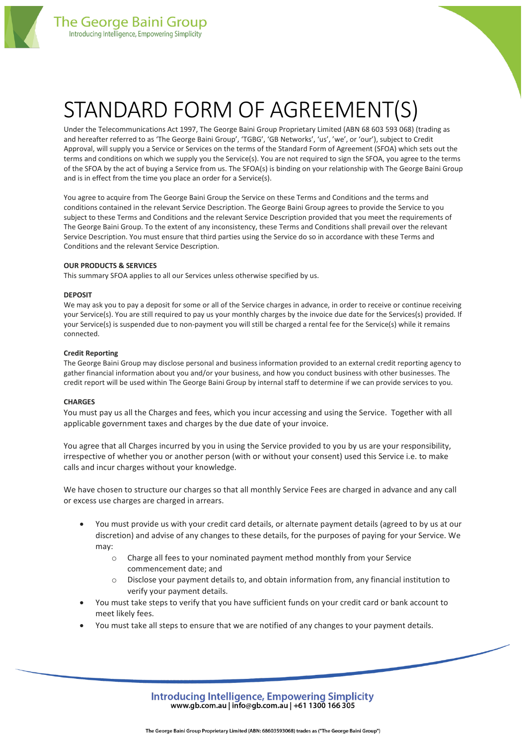# STANDARD FORM OF AGREEMENT(S)

Under the Telecommunications Act 1997, The George Baini Group Proprietary Limited (ABN 68 603 593 068) (trading as and hereafter referred to as 'The George Baini Group', 'TGBG', 'GB Networks', 'us', 'we', or 'our'), subject to Credit Approval, will supply you a Service or Services on the terms of the Standard Form of Agreement (SFOA) which sets out the terms and conditions on which we supply you the Service(s). You are not required to sign the SFOA, you agree to the terms of the SFOA by the act of buying a Service from us. The SFOA(s) is binding on your relationship with The George Baini Group and is in effect from the time you place an order for a Service(s).

You agree to acquire from The George Baini Group the Service on these Terms and Conditions and the terms and conditions contained in the relevant Service Description. The George Baini Group agrees to provide the Service to you subject to these Terms and Conditions and the relevant Service Description provided that you meet the requirements of The George Baini Group. To the extent of any inconsistency, these Terms and Conditions shall prevail over the relevant Service Description. You must ensure that third parties using the Service do so in accordance with these Terms and Conditions and the relevant Service Description.

**OUR PRODUCTS & SERVICES**

This summary SFOA applies to all our Services unless otherwise specified by us.

**DEPOSIT**

We may ask you to pay a deposit for some or all of the Service charges in advance, in order to receive or continue receiving your Service(s). You are still required to pay us your monthly charges by the invoice due date for the Services(s) provided. If your Service(s) is suspended due to non-payment you will still be charged a rental fee for the Service(s) while it remains connected.

**Credit Reporting**

The George Baini Group may disclose personal and business information provided to an external credit reporting agency to gather financial information about you and/or your business, and how you conduct business with other businesses. The credit report will be used within The George Baini Group by internal staff to determine if we can provide services to you.

**CHARGES**

You must pay us all the Charges and fees, which you incur accessing and using the Service. Together with all applicable government taxes and charges by the due date of your invoice.

You agree that all Charges incurred by you in using the Service provided to you by us are your responsibility, irrespective of whether you or another person (with or without your consent) used this Service i.e. to make calls and incur charges without your knowledge.

We have chosen to structure our charges so that all monthly Service Fees are charged in advance and any call or excess use charges are charged in arrears.

- You must provide us with your credit card details, or alternate payment details (agreed to by us at our discretion) and advise of any changes to these details, for the purposes of paying for your Service. We may:
  - Charge all fees to your nominated payment method monthly from your Service commencement date; and
  - Disclose your payment details to, and obtain information from, any financial institution to verify your payment details.
- You must take steps to verify that you have sufficient funds on your credit card or bank account to meet likely fees.
- You must take all steps to ensure that we are notified of any changes to your payment details.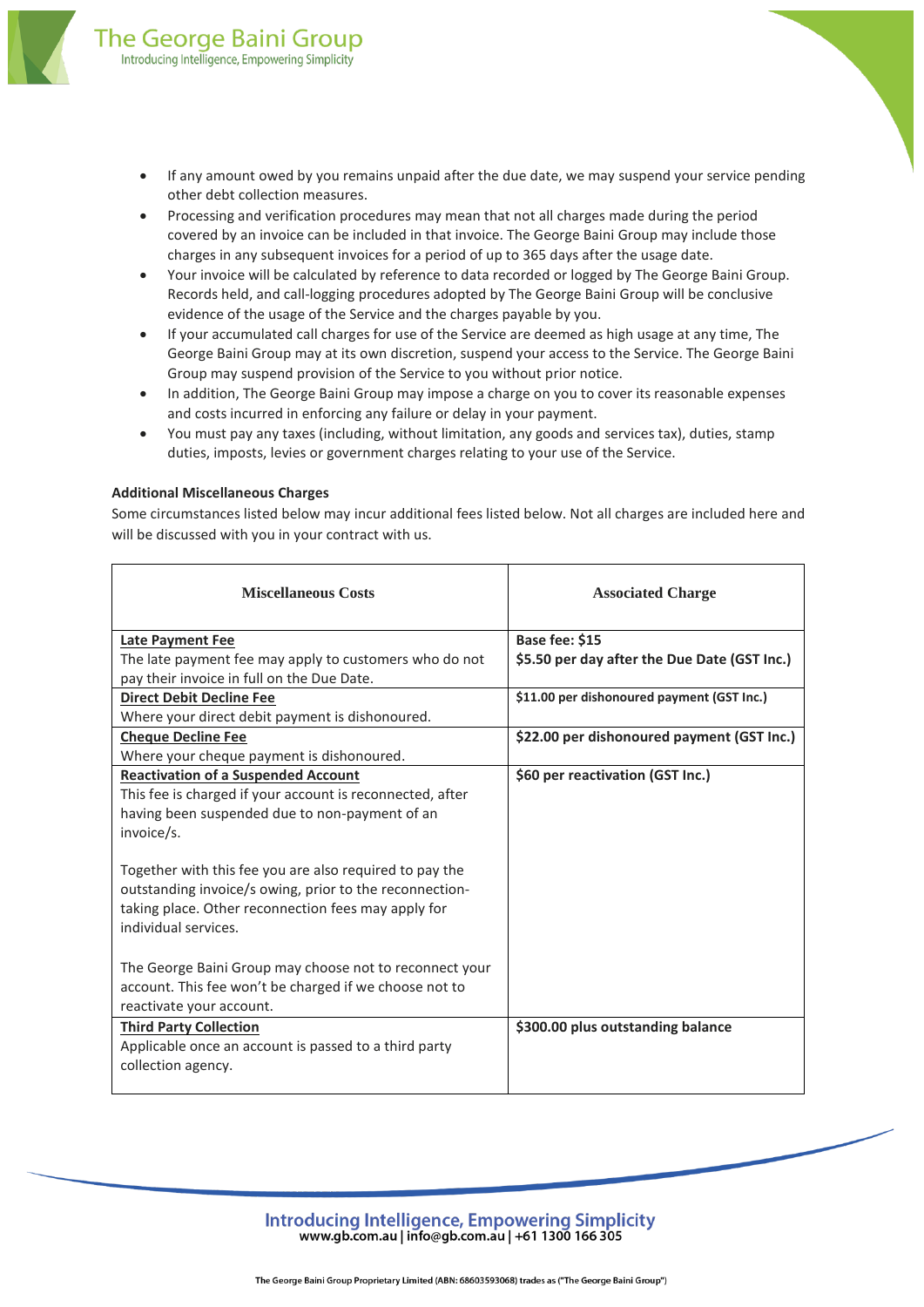- If any amount owed by you remains unpaid after the due date, we may suspend your service pending other debt collection measures.
- Processing and verification procedures may mean that not all charges made during the period covered by an invoice can be included in that invoice. The George Baini Group may include those charges in any subsequent invoices for a period of up to 365 days after the usage date.
- Your invoice will be calculated by reference to data recorded or logged by The George Baini Group. Records held, and call-logging procedures adopted by The George Baini Group will be conclusive evidence of the usage of the Service and the charges payable by you.
- If your accumulated call charges for use of the Service are deemed as high usage at any time, The George Baini Group may at its own discretion, suspend your access to the Service. The George Baini Group may suspend provision of the Service to you without prior notice.
- In addition, The George Baini Group may impose a charge on you to cover its reasonable expenses and costs incurred in enforcing any failure or delay in your payment.
- You must pay any taxes (including, without limitation, any goods and services tax), duties, stamp duties, imposts, levies or government charges relating to your use of the Service.

**Additional Miscellaneous Charges**

Some circumstances listed below may incur additional fees listed below. Not all charges are included here and will be discussed with you in your contract with us.

| Miscellaneous Costs | Associated Charge |
| --- | --- |
| **Late Payment Fee**<br>The late payment fee may apply to customers who do not pay their invoice in full on the Due Date. | **Base fee: $15**<br>**$5.50 per day after the Due Date (GST Inc.)** |
| **Direct Debit Decline Fee**<br>Where your direct debit payment is dishonoured. | **$11.00 per dishonoured payment (GST Inc.)** |
| **Cheque Decline Fee**<br>Where your cheque payment is dishonoured. | **$22.00 per dishonoured payment (GST Inc.)** |
| **Reactivation of a Suspended Account**<br>This fee is charged if your account is reconnected, after having been suspended due to non-payment of an invoice/s.<br><br>Together with this fee you are also required to pay the outstanding invoice/s owing, prior to the reconnection-taking place. Other reconnection fees may apply for individual services.<br><br>The George Baini Group may choose not to reconnect your account. This fee won't be charged if we choose not to reactivate your account. | **$60 per reactivation (GST Inc.)** |
| **Third Party Collection**<br>Applicable once an account is passed to a third party collection agency. | **$300.00 plus outstanding balance** |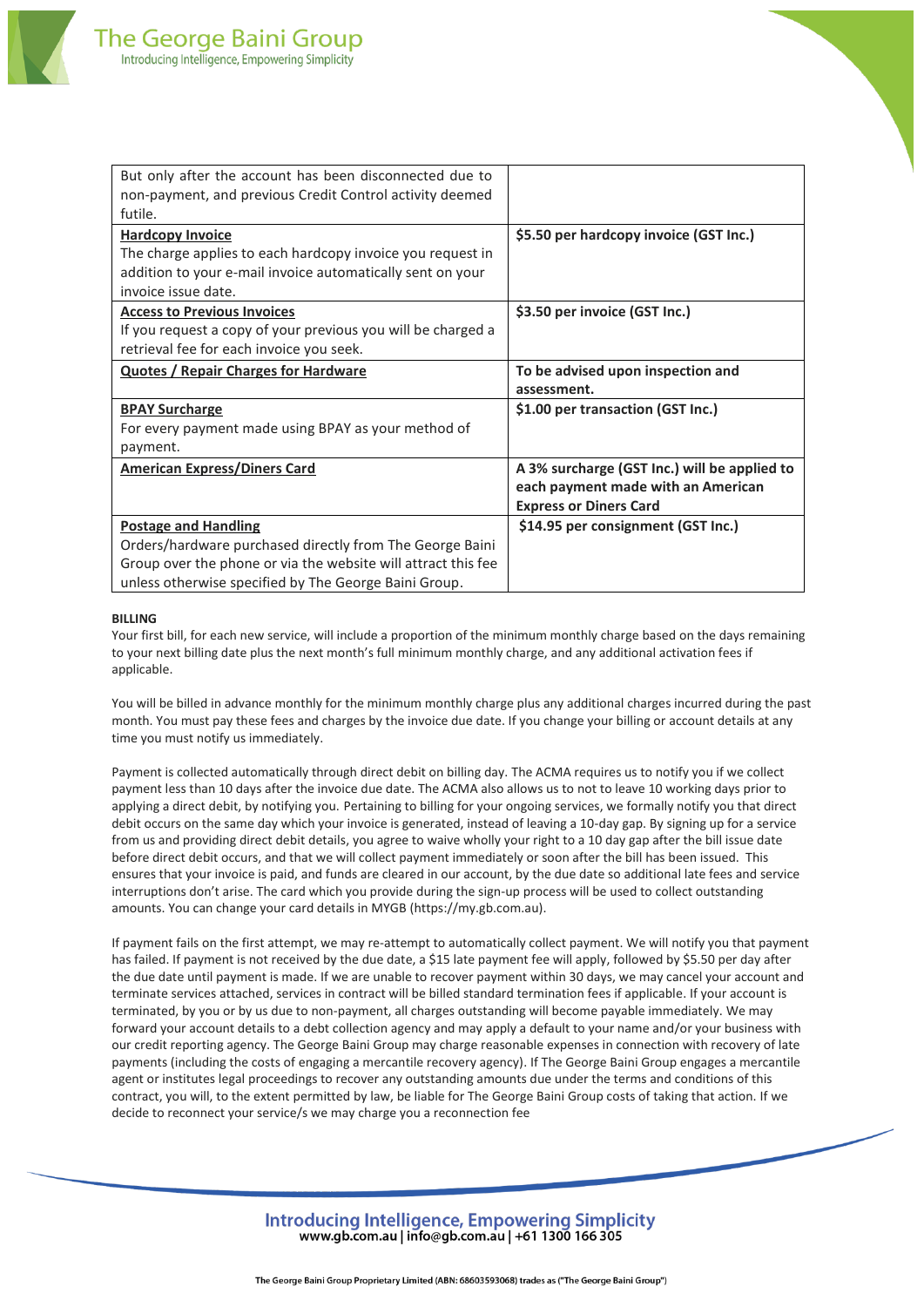| | |
|---|---|
| But only after the account has been disconnected due to non-payment, and previous Credit Control activity deemed futile. | |
| **Hardcopy Invoice** The charge applies to each hardcopy invoice you request in addition to your e-mail invoice automatically sent on your invoice issue date. | **$5.50 per hardcopy invoice (GST Inc.)** |
| **Access to Previous Invoices** If you request a copy of your previous you will be charged a retrieval fee for each invoice you seek. | **$3.50 per invoice (GST Inc.)** |
| **Quotes / Repair Charges for Hardware** | **To be advised upon inspection and assessment.** |
| **BPAY Surcharge** For every payment made using BPAY as your method of payment. | **$1.00 per transaction (GST Inc.)** |
| **American Express/Diners Card** | **A 3% surcharge (GST Inc.) will be applied to each payment made with an American Express or Diners Card** |
| **Postage and Handling** Orders/hardware purchased directly from The George Baini Group over the phone or via the website will attract this fee unless otherwise specified by The George Baini Group. | **$14.95 per consignment (GST Inc.)** |

**BILLING**

Your first bill, for each new service, will include a proportion of the minimum monthly charge based on the days remaining to your next billing date plus the next month's full minimum monthly charge, and any additional activation fees if applicable.

You will be billed in advance monthly for the minimum monthly charge plus any additional charges incurred during the past month. You must pay these fees and charges by the invoice due date. If you change your billing or account details at any time you must notify us immediately.

Payment is collected automatically through direct debit on billing day. The ACMA requires us to notify you if we collect payment less than 10 days after the invoice due date. The ACMA also allows us to not to leave 10 working days prior to applying a direct debit, by notifying you. Pertaining to billing for your ongoing services, we formally notify you that direct debit occurs on the same day which your invoice is generated, instead of leaving a 10-day gap. By signing up for a service from us and providing direct debit details, you agree to waive wholly your right to a 10 day gap after the bill issue date before direct debit occurs, and that we will collect payment immediately or soon after the bill has been issued. This ensures that your invoice is paid, and funds are cleared in our account, by the due date so additional late fees and service interruptions don't arise. The card which you provide during the sign-up process will be used to collect outstanding amounts. You can change your card details in MYGB (https://my.gb.com.au).

If payment fails on the first attempt, we may re-attempt to automatically collect payment. We will notify you that payment has failed. If payment is not received by the due date, a $15 late payment fee will apply, followed by $5.50 per day after the due date until payment is made. If we are unable to recover payment within 30 days, we may cancel your account and terminate services attached, services in contract will be billed standard termination fees if applicable. If your account is terminated, by you or by us due to non-payment, all charges outstanding will become payable immediately. We may forward your account details to a debt collection agency and may apply a default to your name and/or your business with our credit reporting agency. The George Baini Group may charge reasonable expenses in connection with recovery of late payments (including the costs of engaging a mercantile recovery agency). If The George Baini Group engages a mercantile agent or institutes legal proceedings to recover any outstanding amounts due under the terms and conditions of this contract, you will, to the extent permitted by law, be liable for The George Baini Group costs of taking that action. If we decide to reconnect your service/s we may charge you a reconnection fee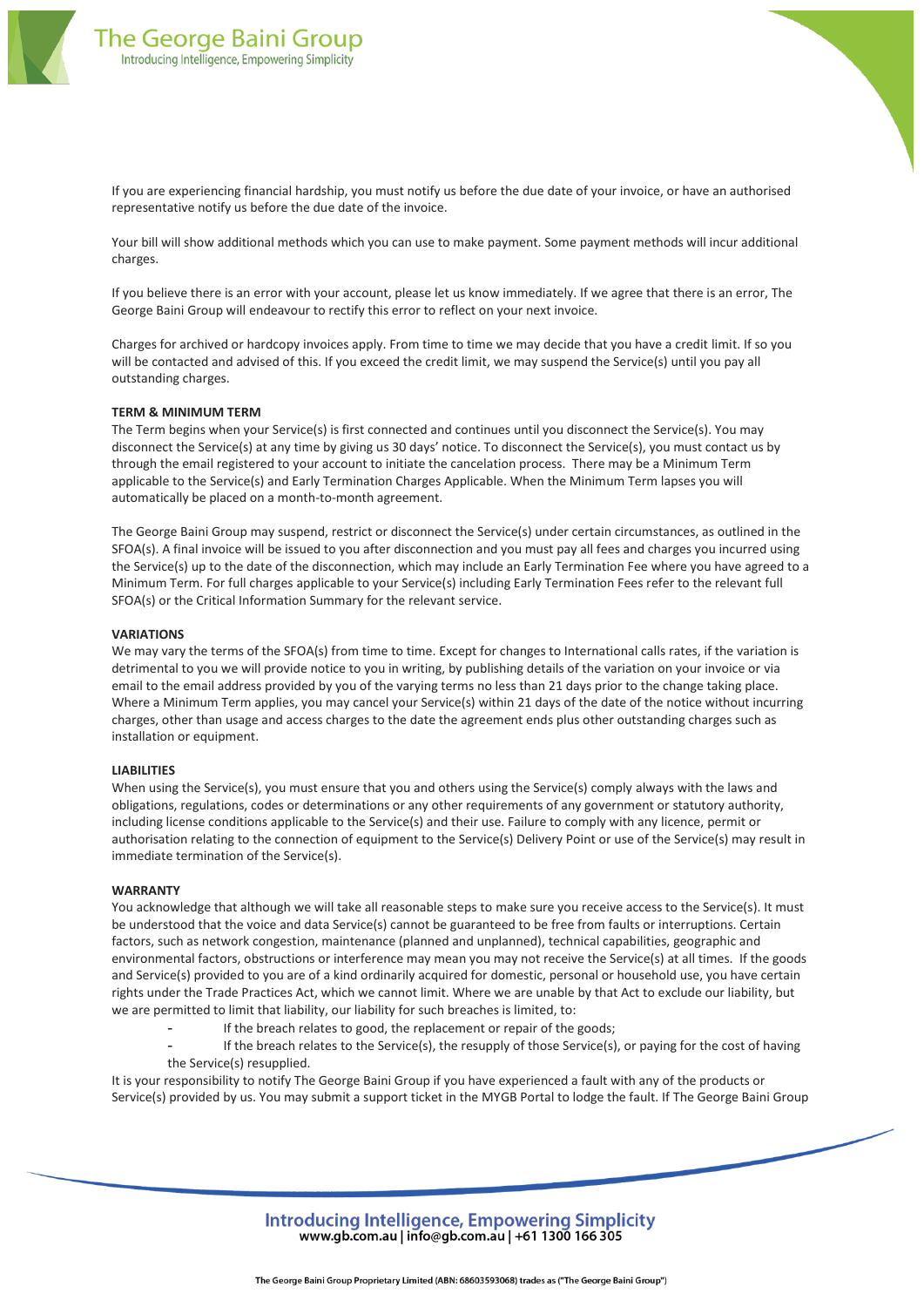If you are experiencing financial hardship, you must notify us before the due date of your invoice, or have an authorised representative notify us before the due date of the invoice.

Your bill will show additional methods which you can use to make payment. Some payment methods will incur additional charges.

If you believe there is an error with your account, please let us know immediately. If we agree that there is an error, The George Baini Group will endeavour to rectify this error to reflect on your next invoice.

Charges for archived or hardcopy invoices apply. From time to time we may decide that you have a credit limit. If so you will be contacted and advised of this. If you exceed the credit limit, we may suspend the Service(s) until you pay all outstanding charges.

**TERM & MINIMUM TERM**

The Term begins when your Service(s) is first connected and continues until you disconnect the Service(s). You may disconnect the Service(s) at any time by giving us 30 days' notice. To disconnect the Service(s), you must contact us by through the email registered to your account to initiate the cancelation process. There may be a Minimum Term applicable to the Service(s) and Early Termination Charges Applicable. When the Minimum Term lapses you will automatically be placed on a month-to-month agreement.

The George Baini Group may suspend, restrict or disconnect the Service(s) under certain circumstances, as outlined in the SFOA(s). A final invoice will be issued to you after disconnection and you must pay all fees and charges you incurred using the Service(s) up to the date of the disconnection, which may include an Early Termination Fee where you have agreed to a Minimum Term. For full charges applicable to your Service(s) including Early Termination Fees refer to the relevant full SFOA(s) or the Critical Information Summary for the relevant service.

**VARIATIONS**

We may vary the terms of the SFOA(s) from time to time. Except for changes to International calls rates, if the variation is detrimental to you we will provide notice to you in writing, by publishing details of the variation on your invoice or via email to the email address provided by you of the varying terms no less than 21 days prior to the change taking place. Where a Minimum Term applies, you may cancel your Service(s) within 21 days of the date of the notice without incurring charges, other than usage and access charges to the date the agreement ends plus other outstanding charges such as installation or equipment.

**LIABILITIES**

When using the Service(s), you must ensure that you and others using the Service(s) comply always with the laws and obligations, regulations, codes or determinations or any other requirements of any government or statutory authority, including license conditions applicable to the Service(s) and their use. Failure to comply with any licence, permit or authorisation relating to the connection of equipment to the Service(s) Delivery Point or use of the Service(s) may result in immediate termination of the Service(s).

**WARRANTY**

You acknowledge that although we will take all reasonable steps to make sure you receive access to the Service(s). It must be understood that the voice and data Service(s) cannot be guaranteed to be free from faults or interruptions. Certain factors, such as network congestion, maintenance (planned and unplanned), technical capabilities, geographic and environmental factors, obstructions or interference may mean you may not receive the Service(s) at all times. If the goods and Service(s) provided to you are of a kind ordinarily acquired for domestic, personal or household use, you have certain rights under the Trade Practices Act, which we cannot limit. Where we are unable by that Act to exclude our liability, but we are permitted to limit that liability, our liability for such breaches is limited, to:

- If the breach relates to good, the replacement or repair of the goods;
- If the breach relates to the Service(s), the resupply of those Service(s), or paying for the cost of having the Service(s) resupplied.

It is your responsibility to notify The George Baini Group if you have experienced a fault with any of the products or Service(s) provided by us. You may submit a support ticket in the MYGB Portal to lodge the fault. If The George Baini Group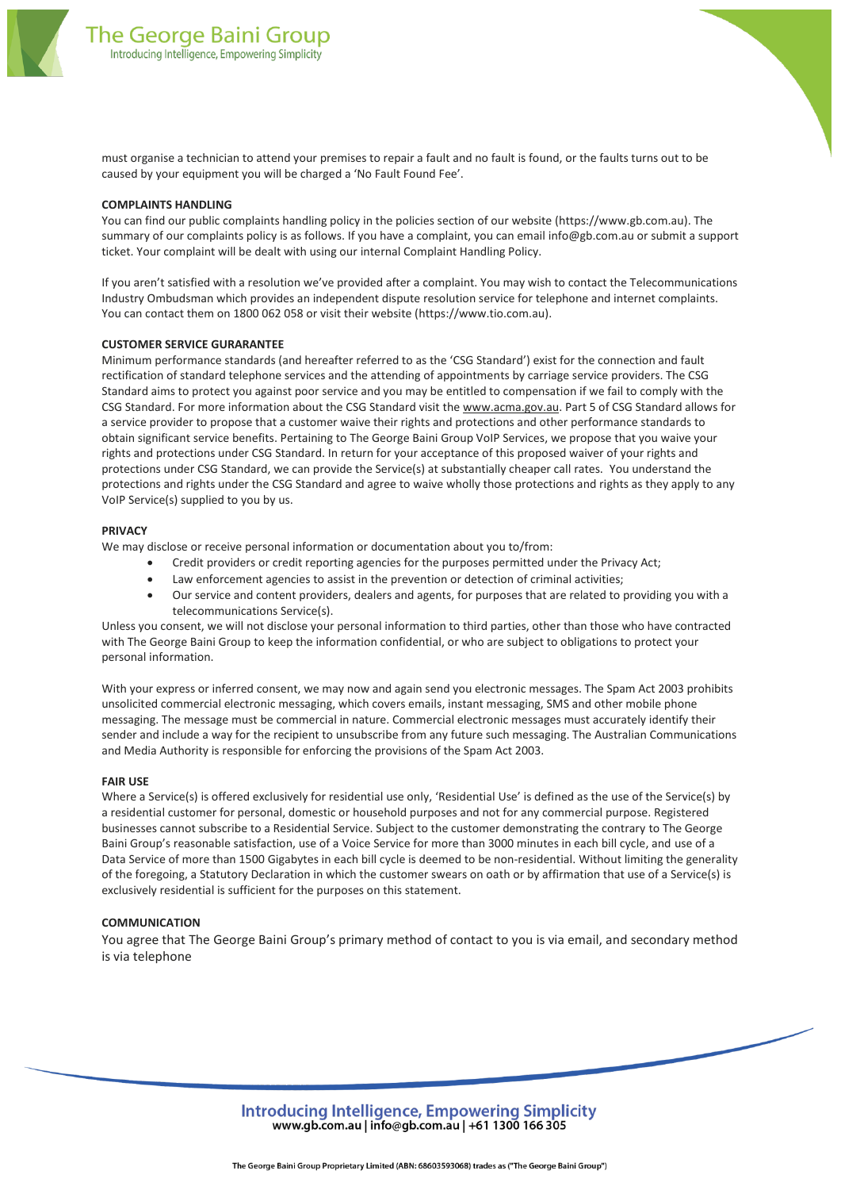must organise a technician to attend your premises to repair a fault and no fault is found, or the faults turns out to be caused by your equipment you will be charged a 'No Fault Found Fee'.

**COMPLAINTS HANDLING**

You can find our public complaints handling policy in the policies section of our website (https://www.gb.com.au). The summary of our complaints policy is as follows. If you have a complaint, you can email info@gb.com.au or submit a support ticket. Your complaint will be dealt with using our internal Complaint Handling Policy.

If you aren't satisfied with a resolution we've provided after a complaint. You may wish to contact the Telecommunications Industry Ombudsman which provides an independent dispute resolution service for telephone and internet complaints. You can contact them on 1800 062 058 or visit their website (https://www.tio.com.au).

**CUSTOMER SERVICE GURARANTEE**

Minimum performance standards (and hereafter referred to as the 'CSG Standard') exist for the connection and fault rectification of standard telephone services and the attending of appointments by carriage service providers. The CSG Standard aims to protect you against poor service and you may be entitled to compensation if we fail to comply with the CSG Standard. For more information about the CSG Standard visit the www.acma.gov.au. Part 5 of CSG Standard allows for a service provider to propose that a customer waive their rights and protections and other performance standards to obtain significant service benefits. Pertaining to The George Baini Group VoIP Services, we propose that you waive your rights and protections under CSG Standard. In return for your acceptance of this proposed waiver of your rights and protections under CSG Standard, we can provide the Service(s) at substantially cheaper call rates. You understand the protections and rights under the CSG Standard and agree to waive wholly those protections and rights as they apply to any VoIP Service(s) supplied to you by us.

**PRIVACY**

We may disclose or receive personal information or documentation about you to/from:

- Credit providers or credit reporting agencies for the purposes permitted under the Privacy Act;
- Law enforcement agencies to assist in the prevention or detection of criminal activities;
- Our service and content providers, dealers and agents, for purposes that are related to providing you with a telecommunications Service(s).

Unless you consent, we will not disclose your personal information to third parties, other than those who have contracted with The George Baini Group to keep the information confidential, or who are subject to obligations to protect your personal information.

With your express or inferred consent, we may now and again send you electronic messages. The Spam Act 2003 prohibits unsolicited commercial electronic messaging, which covers emails, instant messaging, SMS and other mobile phone messaging. The message must be commercial in nature. Commercial electronic messages must accurately identify their sender and include a way for the recipient to unsubscribe from any future such messaging. The Australian Communications and Media Authority is responsible for enforcing the provisions of the Spam Act 2003.

**FAIR USE**

Where a Service(s) is offered exclusively for residential use only, 'Residential Use' is defined as the use of the Service(s) by a residential customer for personal, domestic or household purposes and not for any commercial purpose. Registered businesses cannot subscribe to a Residential Service. Subject to the customer demonstrating the contrary to The George Baini Group's reasonable satisfaction, use of a Voice Service for more than 3000 minutes in each bill cycle, and use of a Data Service of more than 1500 Gigabytes in each bill cycle is deemed to be non-residential. Without limiting the generality of the foregoing, a Statutory Declaration in which the customer swears on oath or by affirmation that use of a Service(s) is exclusively residential is sufficient for the purposes on this statement.

**COMMUNICATION**

You agree that The George Baini Group's primary method of contact to you is via email, and secondary method is via telephone